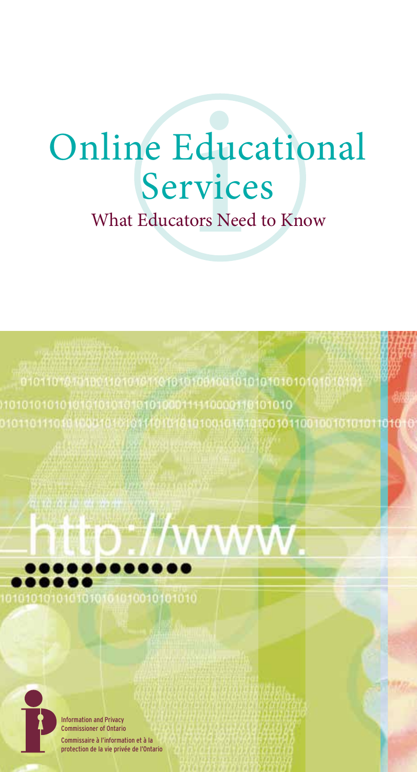# Online Educational Services

## What Educators Need to Know

Information and Privacy Commissioner of Ontario

Commissaire à l'information et à la protection de la vie privée de l'Ontario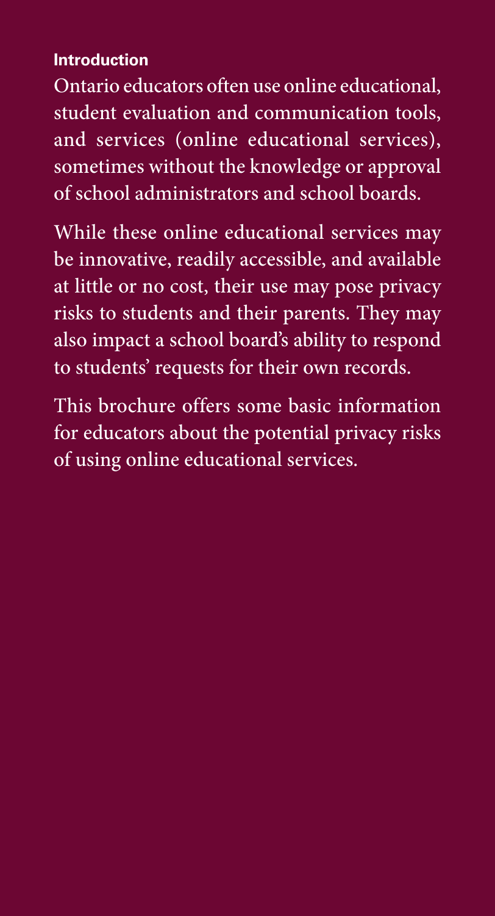## Introduction

Ontario educators often use online educational, student evaluation and communication tools, and services (online educational services), sometimes without the knowledge or approval of school administrators and school boards.

While these online educational services may be innovative, readily accessible, and available at little or no cost, their use may pose privacy risks to students and their parents. They may also impact a school board's ability to respond to students' requests for their own records.

This brochure offers some basic information for educators about the potential privacy risks of using online educational services.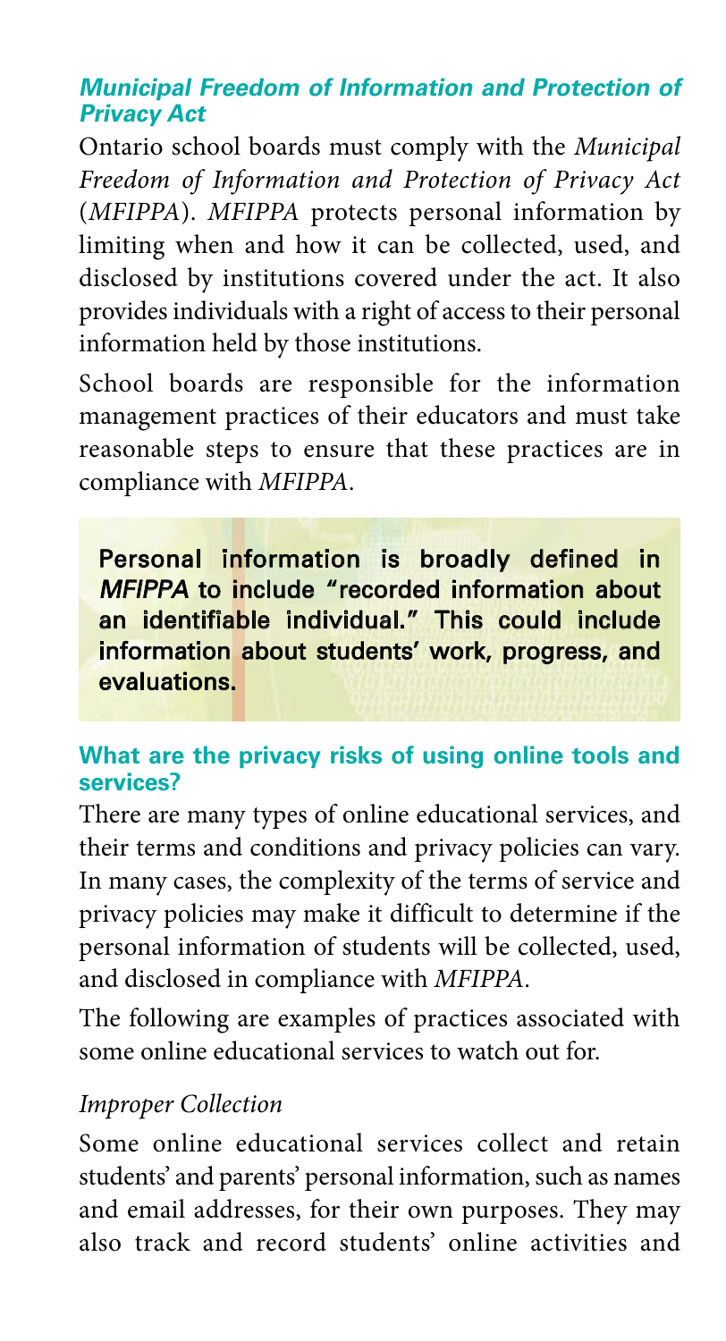### *Municipal Freedom of Information and Protection of Privacy Act*

Ontario school boards must comply with the *Municipal Freedom of Information and Protection of Privacy Act* (*MFIPPA*). *MFIPPA* protects personal information by limiting when and how it can be collected, used, and disclosed by institutions covered under the act. It also provides individuals with a right of access to their personal information held by those institutions.

School boards are responsible for the information management practices of their educators and must take reasonable steps to ensure that these practices are in compliance with *MFIPPA*.

> **Personal information is broadly defined in *MFIPPA* to include "recorded information about an identifiable individual." This could include information about students' work, progress, and evaluations.**

### What are the privacy risks of using online tools and services?

There are many types of online educational services, and their terms and conditions and privacy policies can vary. In many cases, the complexity of the terms of service and privacy policies may make it difficult to determine if the personal information of students will be collected, used, and disclosed in compliance with *MFIPPA*.

The following are examples of practices associated with some online educational services to watch out for.

*Improper Collection*

Some online educational services collect and retain students' and parents' personal information, such as names and email addresses, for their own purposes. They may also track and record students' online activities and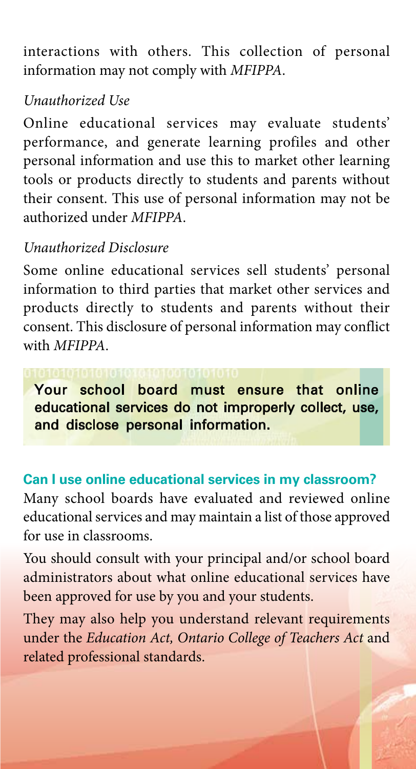interactions with others. This collection of personal information may not comply with *MFIPPA*.

*Unauthorized Use*

Online educational services may evaluate students' performance, and generate learning profiles and other personal information and use this to market other learning tools or products directly to students and parents without their consent. This use of personal information may not be authorized under *MFIPPA*.

*Unauthorized Disclosure*

Some online educational services sell students' personal information to third parties that market other services and products directly to students and parents without their consent. This disclosure of personal information may conflict with *MFIPPA*.

**Your school board must ensure that online educational services do not improperly collect, use, and disclose personal information.**

### Can I use online educational services in my classroom?

Many school boards have evaluated and reviewed online educational services and may maintain a list of those approved for use in classrooms.

You should consult with your principal and/or school board administrators about what online educational services have been approved for use by you and your students.

They may also help you understand relevant requirements under the *Education Act, Ontario College of Teachers Act* and related professional standards.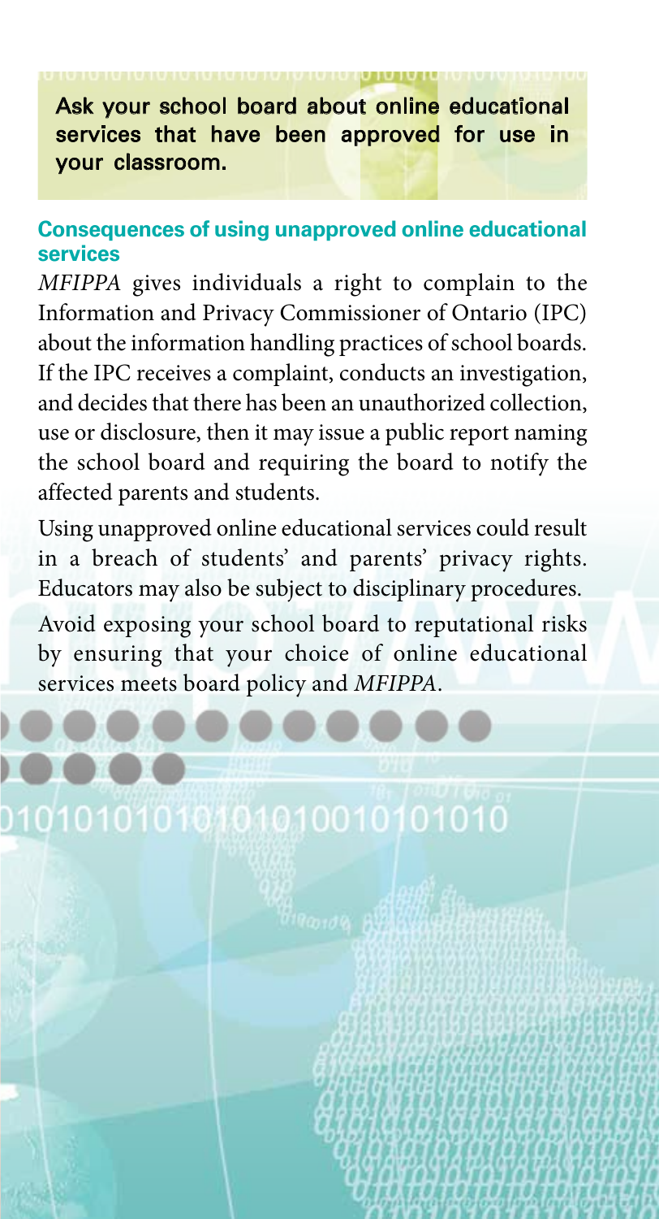**Ask your school board about online educational services that have been approved for use in your classroom.**

### Consequences of using unapproved online educational services

*MFIPPA* gives individuals a right to complain to the Information and Privacy Commissioner of Ontario (IPC) about the information handling practices of school boards. If the IPC receives a complaint, conducts an investigation, and decides that there has been an unauthorized collection, use or disclosure, then it may issue a public report naming the school board and requiring the board to notify the affected parents and students.

Using unapproved online educational services could result in a breach of students' and parents' privacy rights. Educators may also be subject to disciplinary procedures.

Avoid exposing your school board to reputational risks by ensuring that your choice of online educational services meets board policy and *MFIPPA*.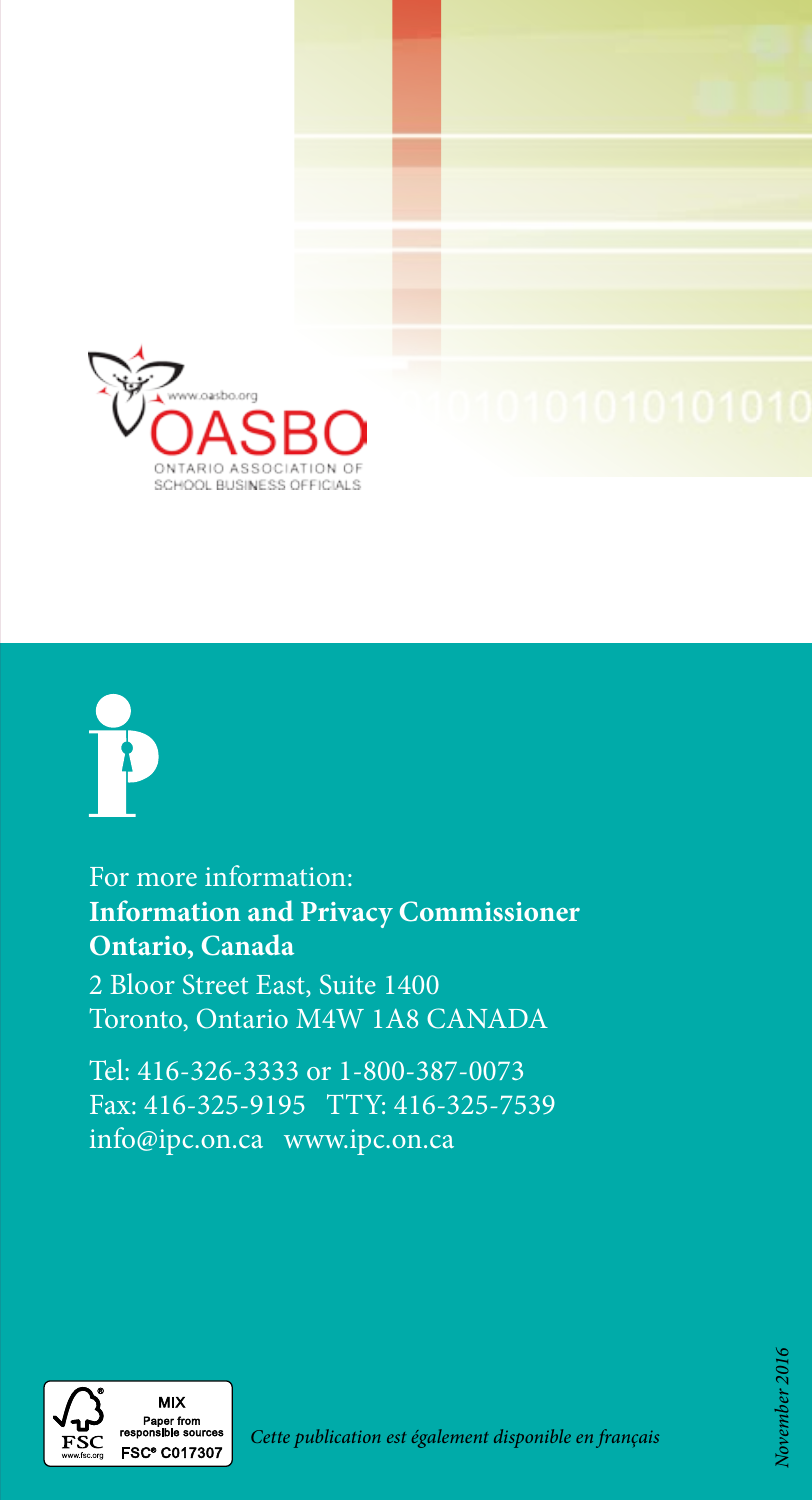www.oasbo.org

OASBO

ONTARIO ASSOCIATION OF SCHOOL BUSINESS OFFICIALS

For more information:

**Information and Privacy Commissioner Ontario, Canada**

2 Bloor Street East, Suite 1400
Toronto, Ontario M4W 1A8 CANADA

Tel: 416-326-3333 or 1-800-387-0073
Fax: 416-325-9195 TTY: 416-325-7539
info@ipc.on.ca www.ipc.on.ca

MIX
Paper from responsible sources
FSC® C017307

*Cette publication est également disponible en français*

*November 2016*